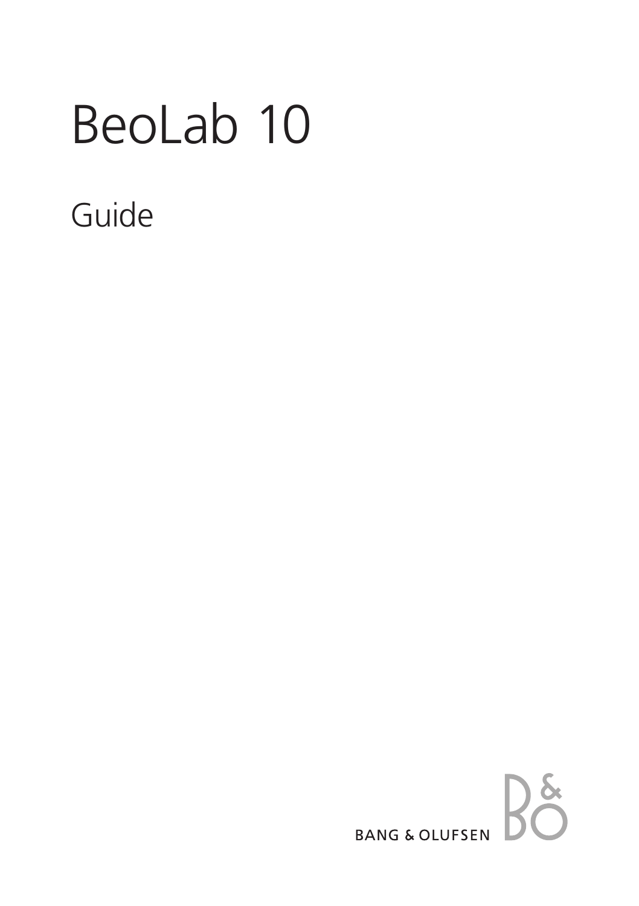# BeoLab 10

## Guide

BANG & OLUFSEN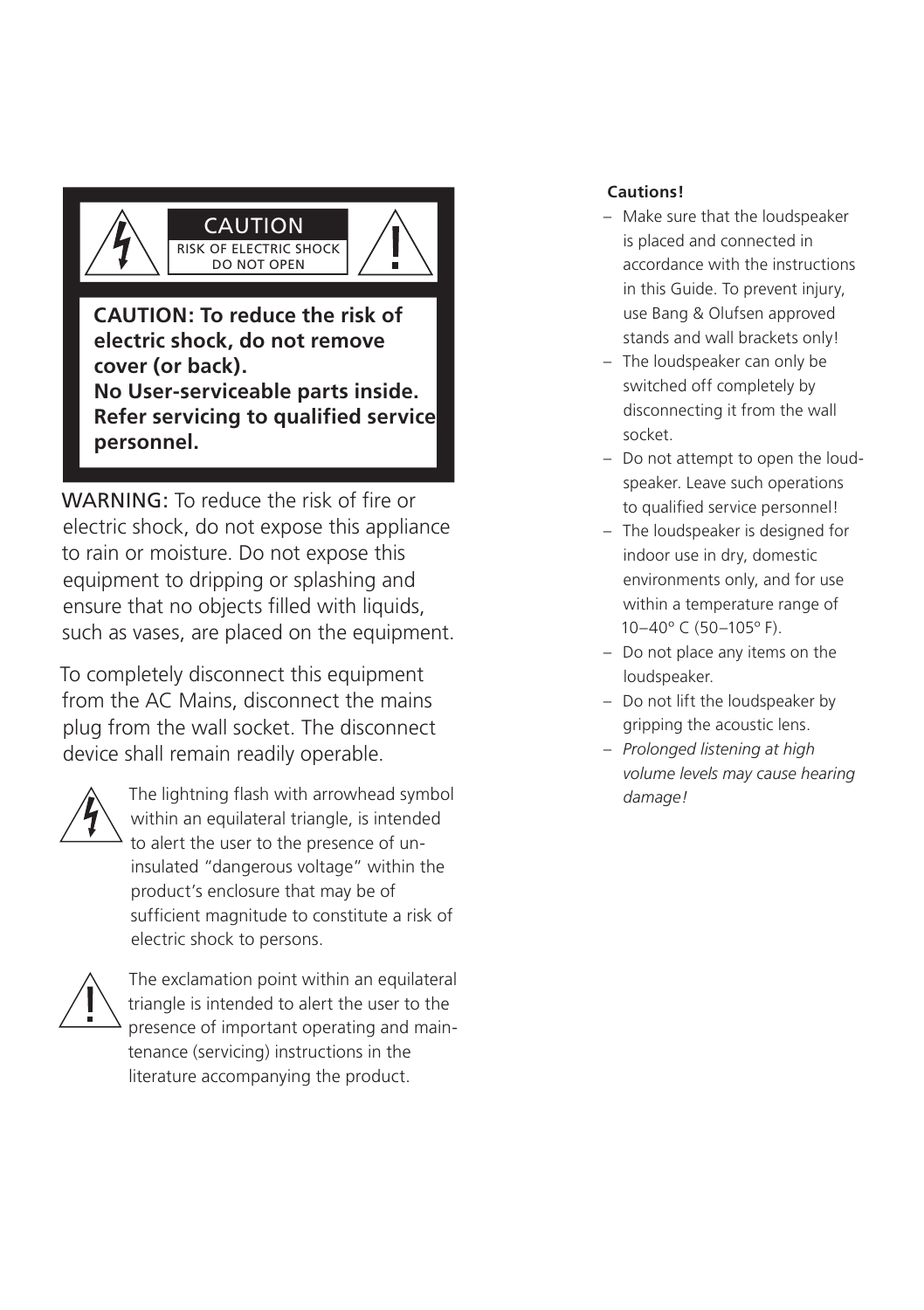CAUTION
RISK OF ELECTRIC SHOCK
DO NOT OPEN

**CAUTION: To reduce the risk of electric shock, do not remove cover (or back).**
**No User-serviceable parts inside. Refer servicing to qualified service personnel.**

WARNING: To reduce the risk of fire or electric shock, do not expose this appliance to rain or moisture. Do not expose this equipment to dripping or splashing and ensure that no objects filled with liquids, such as vases, are placed on the equipment.

To completely disconnect this equipment from the AC Mains, disconnect the mains plug from the wall socket. The disconnect device shall remain readily operable.

The lightning flash with arrowhead symbol within an equilateral triangle, is intended to alert the user to the presence of uninsulated "dangerous voltage" within the product's enclosure that may be of sufficient magnitude to constitute a risk of electric shock to persons.

The exclamation point within an equilateral triangle is intended to alert the user to the presence of important operating and maintenance (servicing) instructions in the literature accompanying the product.

**Cautions!**

- Make sure that the loudspeaker is placed and connected in accordance with the instructions in this Guide. To prevent injury, use Bang & Olufsen approved stands and wall brackets only!
- The loudspeaker can only be switched off completely by disconnecting it from the wall socket.
- Do not attempt to open the loudspeaker. Leave such operations to qualified service personnel!
- The loudspeaker is designed for indoor use in dry, domestic environments only, and for use within a temperature range of 10–40° C (50–105° F).
- Do not place any items on the loudspeaker.
- Do not lift the loudspeaker by gripping the acoustic lens.
- *Prolonged listening at high volume levels may cause hearing damage!*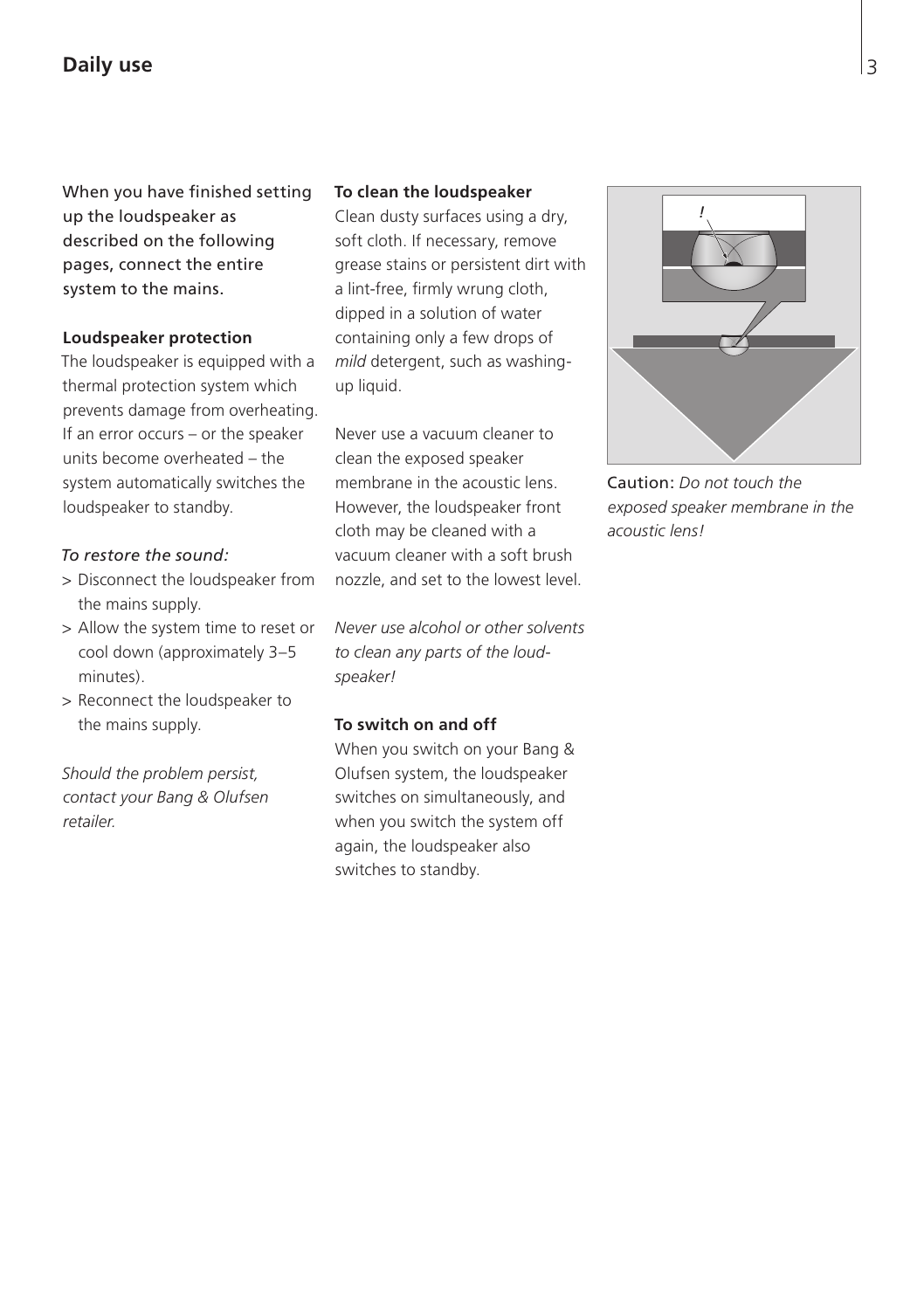## Daily use

When you have finished setting up the loudspeaker as described on the following pages, connect the entire system to the mains.

**Loudspeaker protection**

The loudspeaker is equipped with a thermal protection system which prevents damage from overheating. If an error occurs – or the speaker units become overheated – the system automatically switches the loudspeaker to standby.

*To restore the sound:*

> Disconnect the loudspeaker from the mains supply.

> Allow the system time to reset or cool down (approximately 3–5 minutes).

> Reconnect the loudspeaker to the mains supply.

*Should the problem persist, contact your Bang & Olufsen retailer.*

**To clean the loudspeaker**

Clean dusty surfaces using a dry, soft cloth. If necessary, remove grease stains or persistent dirt with a lint-free, firmly wrung cloth, dipped in a solution of water containing only a few drops of *mild* detergent, such as washing-up liquid.

Never use a vacuum cleaner to clean the exposed speaker membrane in the acoustic lens. However, the loudspeaker front cloth may be cleaned with a vacuum cleaner with a soft brush nozzle, and set to the lowest level.

*Never use alcohol or other solvents to clean any parts of the loudspeaker!*

**To switch on and off**

When you switch on your Bang & Olufsen system, the loudspeaker switches on simultaneously, and when you switch the system off again, the loudspeaker also switches to standby.

Caution: *Do not touch the exposed speaker membrane in the acoustic lens!*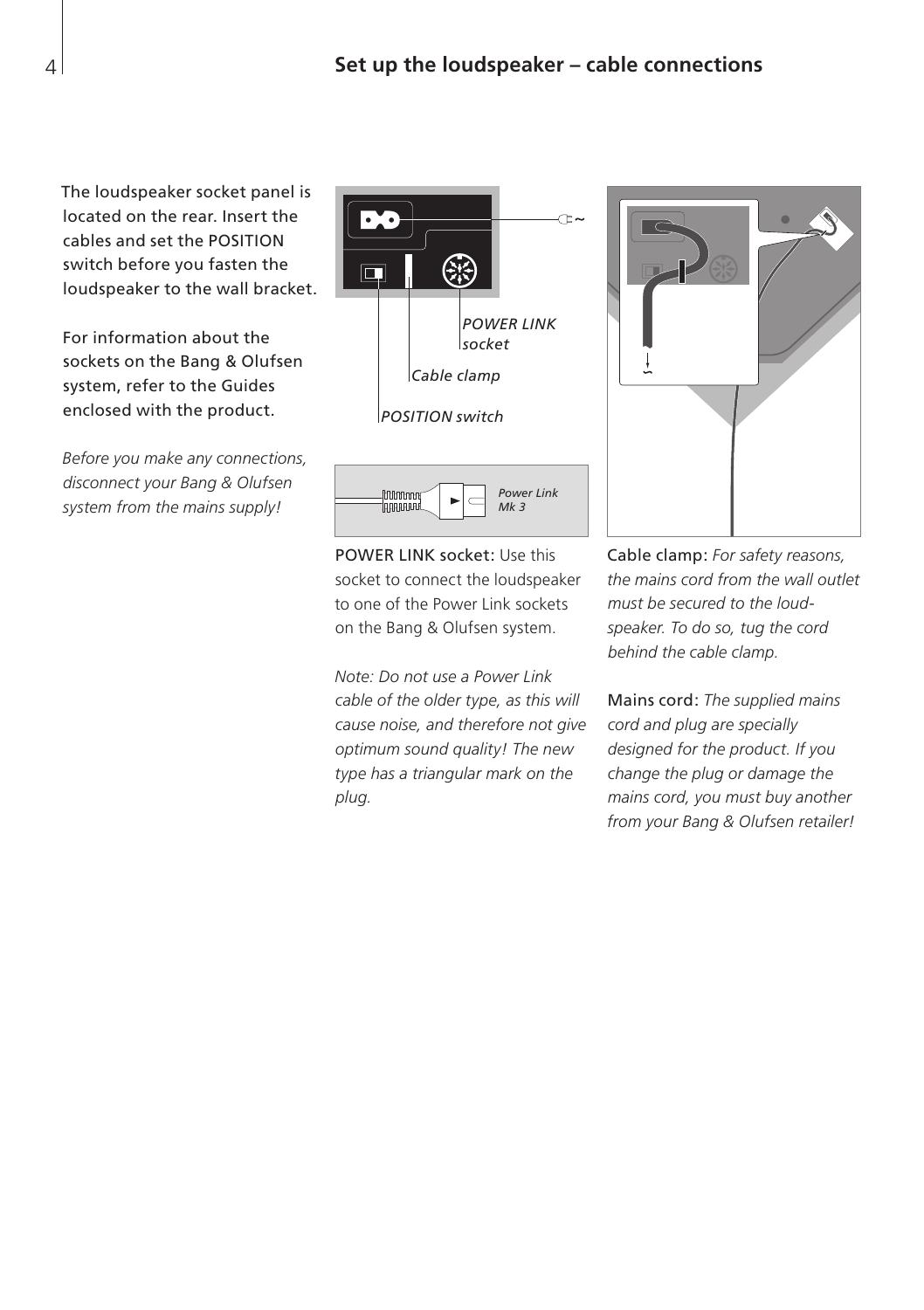## Set up the loudspeaker – cable connections

The loudspeaker socket panel is located on the rear. Insert the cables and set the POSITION switch before you fasten the loudspeaker to the wall bracket.

For information about the sockets on the Bang & Olufsen system, refer to the Guides enclosed with the product.

*Before you make any connections, disconnect your Bang & Olufsen system from the mains supply!*

*POWER LINK socket*

*Cable clamp*

*POSITION switch*

*Power Link Mk 3*

POWER LINK socket: Use this socket to connect the loudspeaker to one of the Power Link sockets on the Bang & Olufsen system.

*Note: Do not use a Power Link cable of the older type, as this will cause noise, and therefore not give optimum sound quality! The new type has a triangular mark on the plug.*

Cable clamp: *For safety reasons, the mains cord from the wall outlet must be secured to the loudspeaker. To do so, tug the cord behind the cable clamp.*

Mains cord: *The supplied mains cord and plug are specially designed for the product. If you change the plug or damage the mains cord, you must buy another from your Bang & Olufsen retailer!*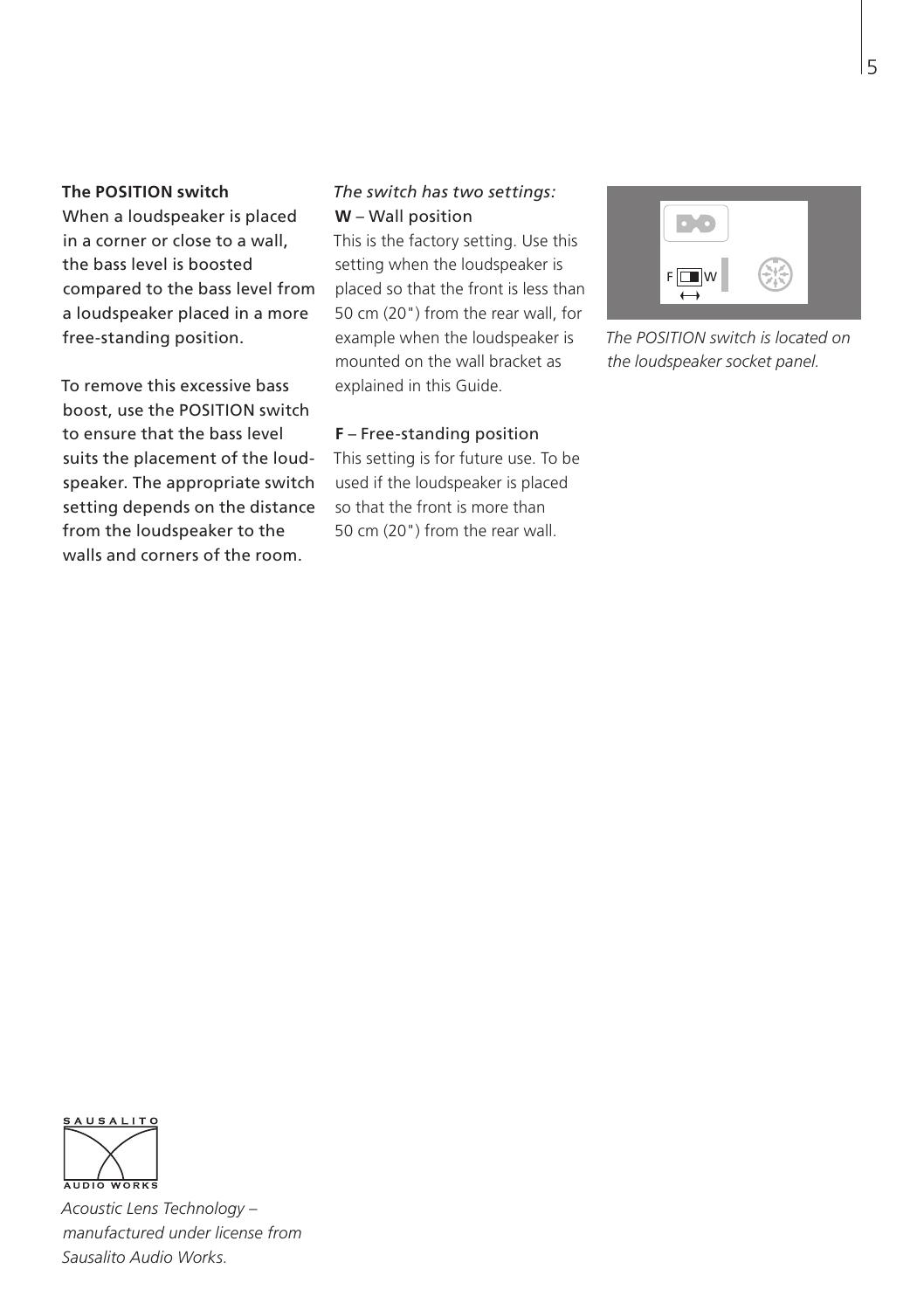### The POSITION switch

When a loudspeaker is placed in a corner or close to a wall, the bass level is boosted compared to the bass level from a loudspeaker placed in a more free-standing position.

To remove this excessive bass boost, use the POSITION switch to ensure that the bass level suits the placement of the loudspeaker. The appropriate switch setting depends on the distance from the loudspeaker to the walls and corners of the room.

*The switch has two settings:*

**W** – Wall position
This is the factory setting. Use this setting when the loudspeaker is placed so that the front is less than 50 cm (20") from the rear wall, for example when the loudspeaker is mounted on the wall bracket as explained in this Guide.

**F** – Free-standing position
This setting is for future use. To be used if the loudspeaker is placed so that the front is more than 50 cm (20") from the rear wall.

*The POSITION switch is located on the loudspeaker socket panel.*

SAUSALITO AUDIO WORKS

*Acoustic Lens Technology – manufactured under license from Sausalito Audio Works.*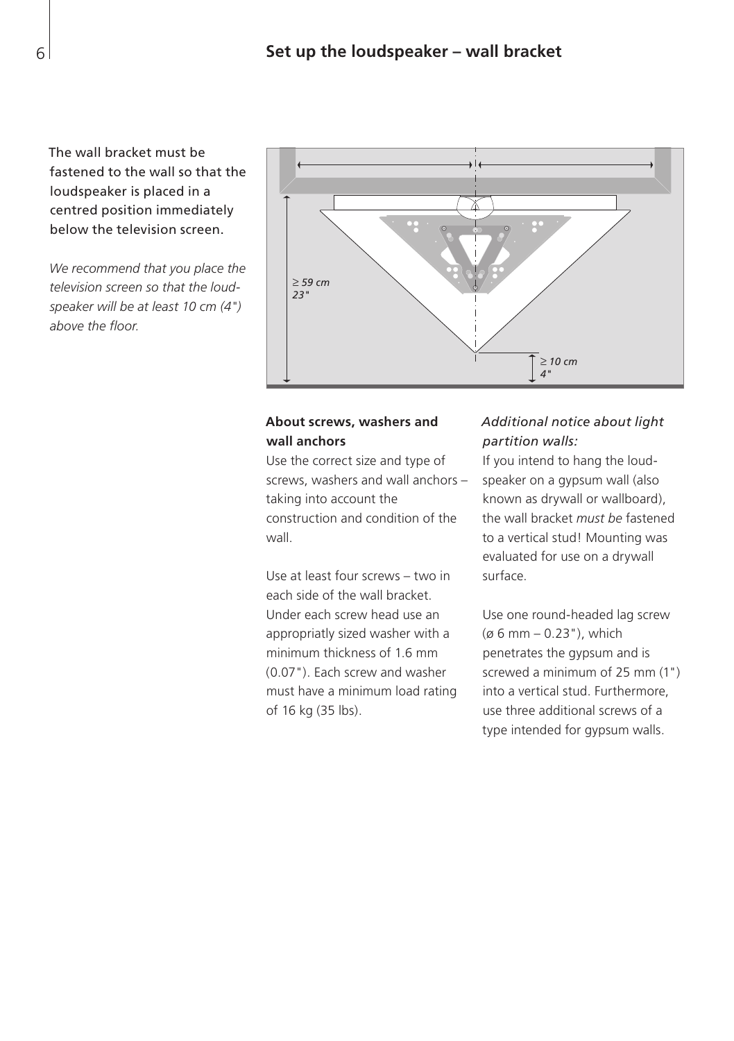## Set up the loudspeaker – wall bracket

The wall bracket must be fastened to the wall so that the loudspeaker is placed in a centred position immediately below the television screen.

*We recommend that you place the television screen so that the loudspeaker will be at least 10 cm (4") above the floor.*

≥ 59 cm
23"

≥ 10 cm
4"

**About screws, washers and wall anchors**

Use the correct size and type of screws, washers and wall anchors – taking into account the construction and condition of the wall.

Use at least four screws – two in each side of the wall bracket. Under each screw head use an appropriatly sized washer with a minimum thickness of 1.6 mm (0.07"). Each screw and washer must have a minimum load rating of 16 kg (35 lbs).

*Additional notice about light partition walls:*

If you intend to hang the loudspeaker on a gypsum wall (also known as drywall or wallboard), the wall bracket *must be* fastened to a vertical stud! Mounting was evaluated for use on a drywall surface.

Use one round-headed lag screw (ø 6 mm – 0.23"), which penetrates the gypsum and is screwed a minimum of 25 mm (1") into a vertical stud. Furthermore, use three additional screws of a type intended for gypsum walls.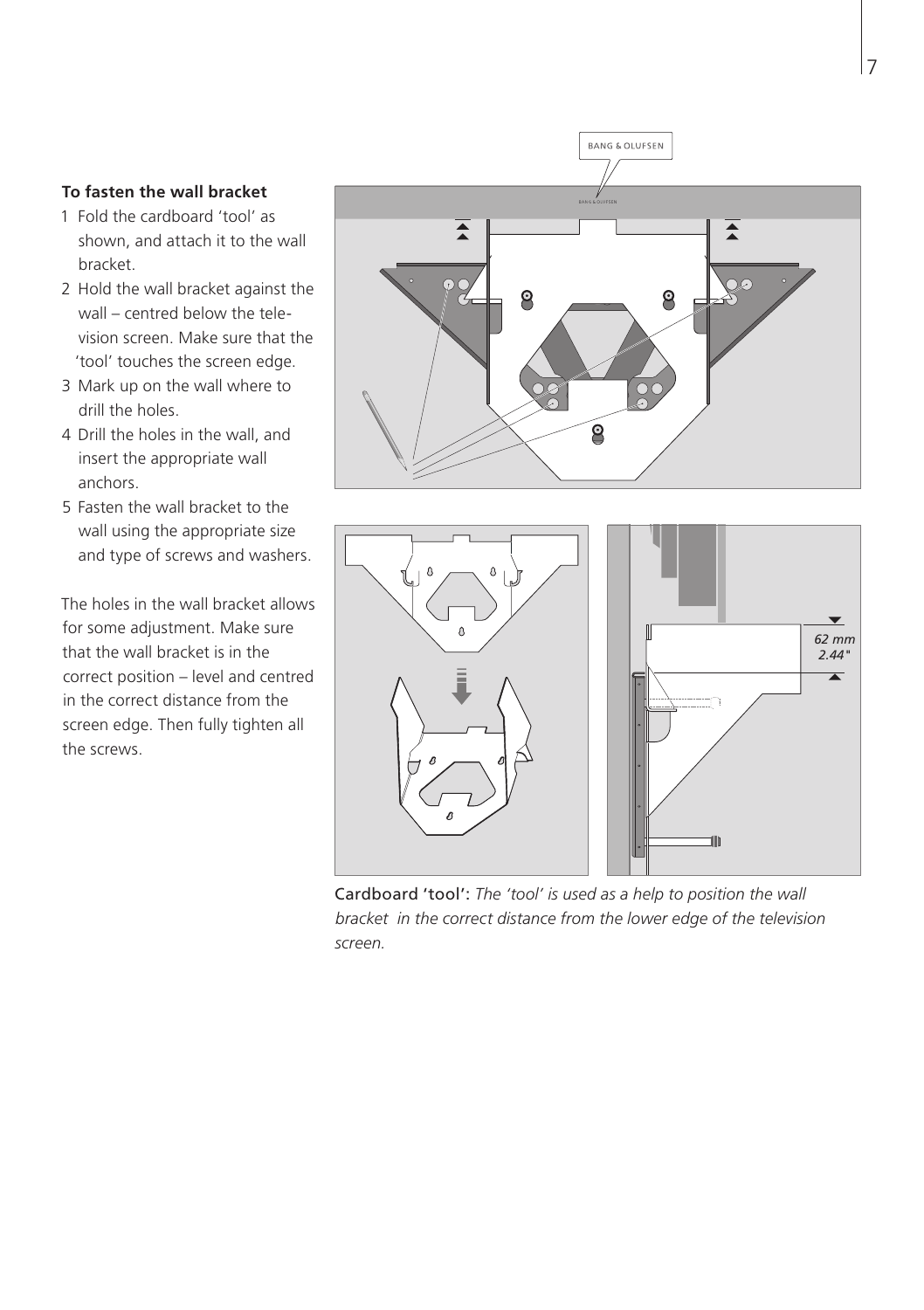**To fasten the wall bracket**

1 Fold the cardboard 'tool' as shown, and attach it to the wall bracket.
2 Hold the wall bracket against the wall – centred below the television screen. Make sure that the 'tool' touches the screen edge.
3 Mark up on the wall where to drill the holes.
4 Drill the holes in the wall, and insert the appropriate wall anchors.
5 Fasten the wall bracket to the wall using the appropriate size and type of screws and washers.

The holes in the wall bracket allows for some adjustment. Make sure that the wall bracket is in the correct position – level and centred in the correct distance from the screen edge. Then fully tighten all the screws.

Cardboard 'tool': *The 'tool' is used as a help to position the wall bracket in the correct distance from the lower edge of the television screen.*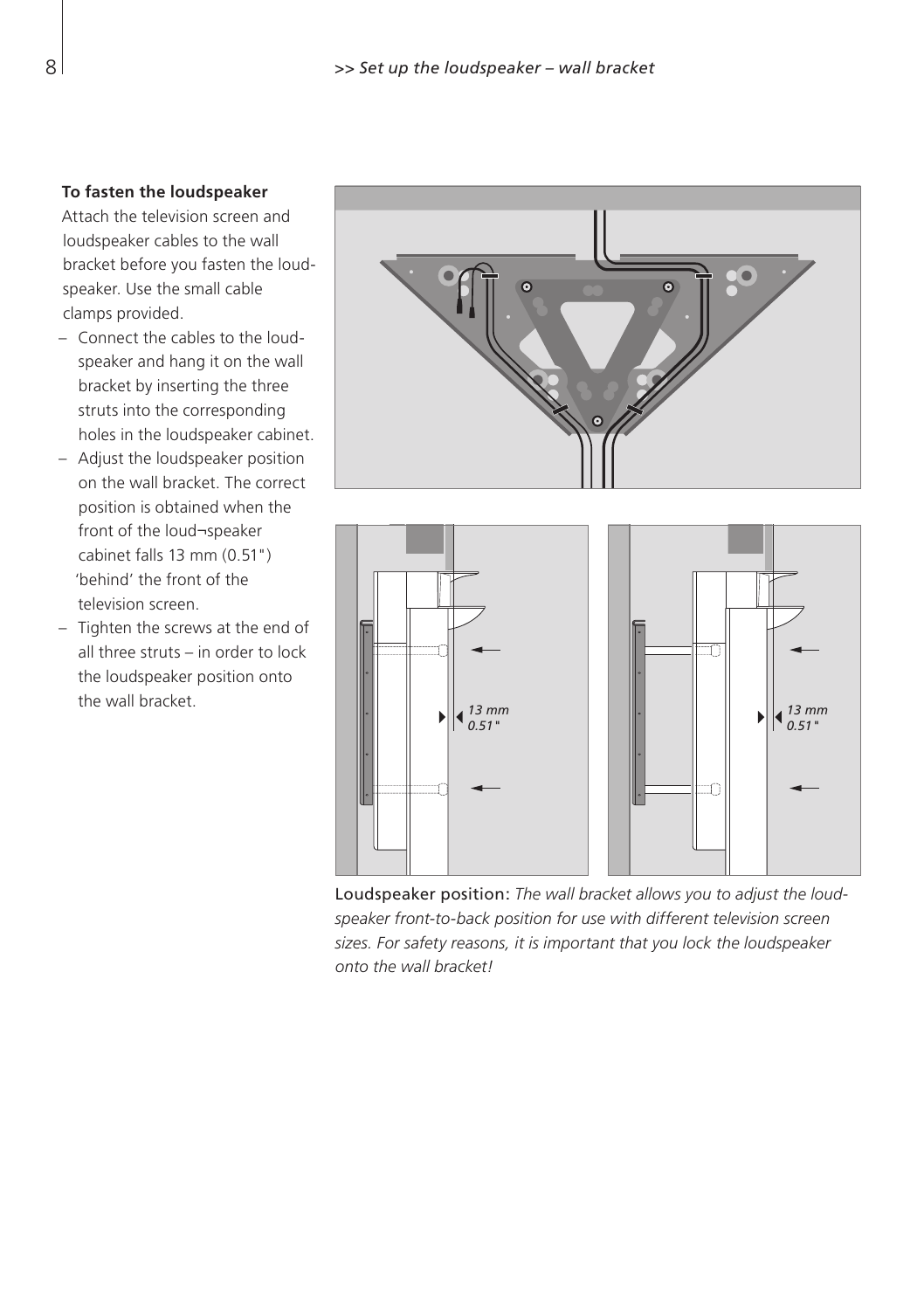**To fasten the loudspeaker**

Attach the television screen and loudspeaker cables to the wall bracket before you fasten the loudspeaker. Use the small cable clamps provided.

– Connect the cables to the loudspeaker and hang it on the wall bracket by inserting the three struts into the corresponding holes in the loudspeaker cabinet.
– Adjust the loudspeaker position on the wall bracket. The correct position is obtained when the front of the loud¬speaker cabinet falls 13 mm (0.51") 'behind' the front of the television screen.
– Tighten the screws at the end of all three struts – in order to lock the loudspeaker position onto the wall bracket.

Loudspeaker position: *The wall bracket allows you to adjust the loudspeaker front-to-back position for use with different television screen sizes. For safety reasons, it is important that you lock the loudspeaker onto the wall bracket!*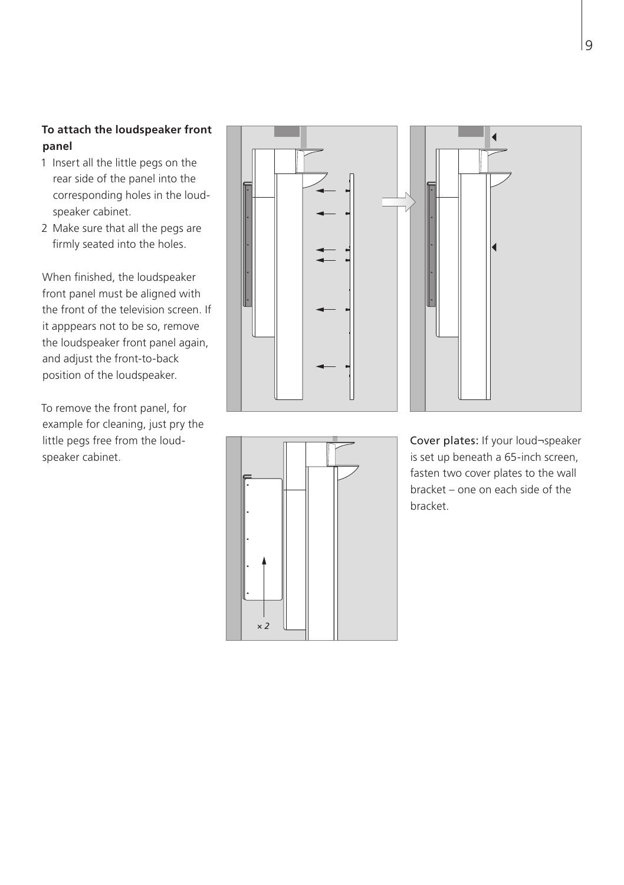**To attach the loudspeaker front panel**

1. Insert all the little pegs on the rear side of the panel into the corresponding holes in the loud-speaker cabinet.
2. Make sure that all the pegs are firmly seated into the holes.

When finished, the loudspeaker front panel must be aligned with the front of the television screen. If it apppears not to be so, remove the loudspeaker front panel again, and adjust the front-to-back position of the loudspeaker.

To remove the front panel, for example for cleaning, just pry the little pegs free from the loud-speaker cabinet.

Cover plates: If your loud¬speaker is set up beneath a 65-inch screen, fasten two cover plates to the wall bracket – one on each side of the bracket.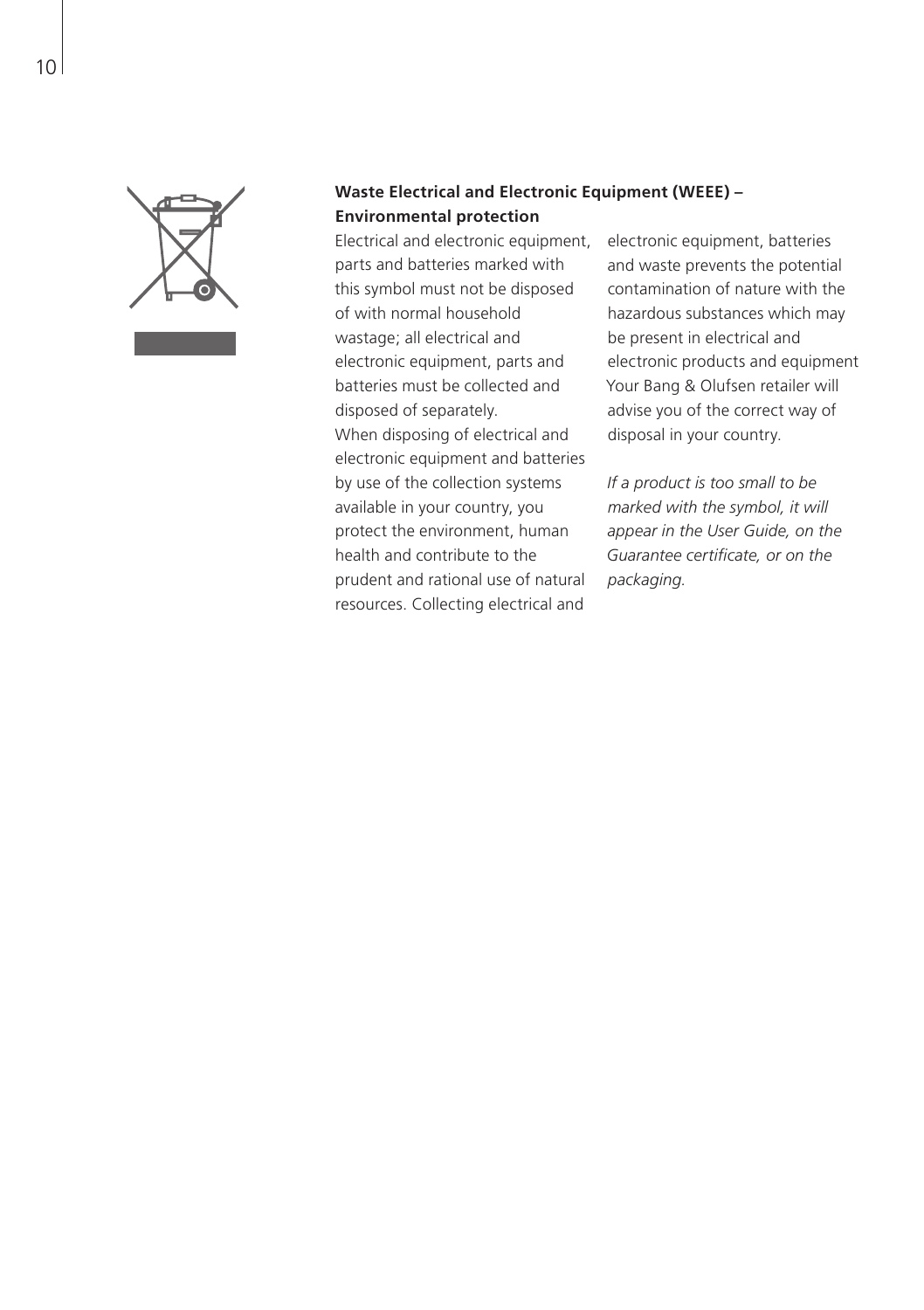**Waste Electrical and Electronic Equipment (WEEE) – Environmental protection**

Electrical and electronic equipment, parts and batteries marked with this symbol must not be disposed of with normal household wastage; all electrical and electronic equipment, parts and batteries must be collected and disposed of separately.

When disposing of electrical and electronic equipment and batteries by use of the collection systems available in your country, you protect the environment, human health and contribute to the prudent and rational use of natural resources. Collecting electrical and electronic equipment, batteries and waste prevents the potential contamination of nature with the hazardous substances which may be present in electrical and electronic products and equipment Your Bang & Olufsen retailer will advise you of the correct way of disposal in your country.

*If a product is too small to be marked with the symbol, it will appear in the User Guide, on the Guarantee certificate, or on the packaging.*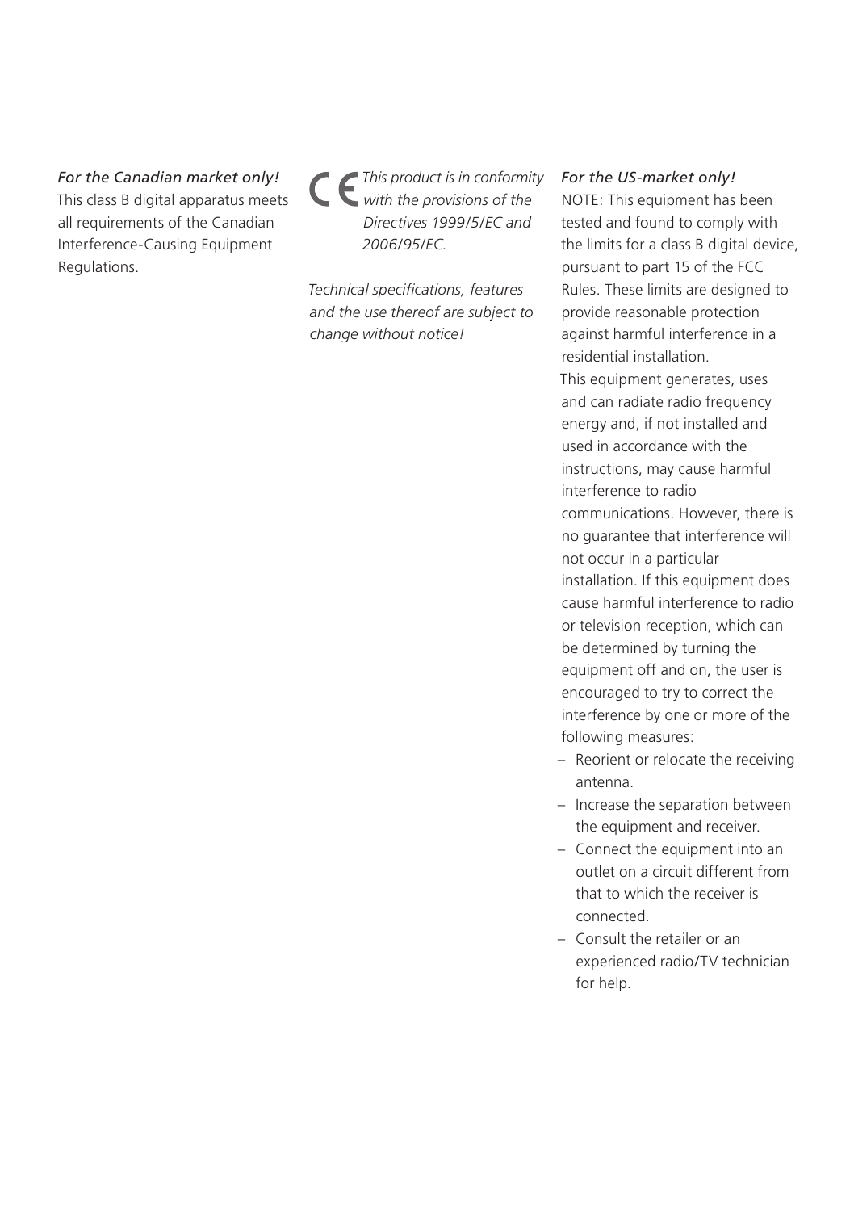*For the Canadian market only!*

This class B digital apparatus meets all requirements of the Canadian Interference-Causing Equipment Regulations.

CE *This product is in conformity with the provisions of the Directives 1999/5/EC and 2006/95/EC.*

*Technical specifications, features and the use thereof are subject to change without notice!*

*For the US-market only!*

NOTE: This equipment has been tested and found to comply with the limits for a class B digital device, pursuant to part 15 of the FCC Rules. These limits are designed to provide reasonable protection against harmful interference in a residential installation.

This equipment generates, uses and can radiate radio frequency energy and, if not installed and used in accordance with the instructions, may cause harmful interference to radio communications. However, there is no guarantee that interference will not occur in a particular installation. If this equipment does cause harmful interference to radio or television reception, which can be determined by turning the equipment off and on, the user is encouraged to try to correct the interference by one or more of the following measures:

- Reorient or relocate the receiving antenna.
- Increase the separation between the equipment and receiver.
- Connect the equipment into an outlet on a circuit different from that to which the receiver is connected.
- Consult the retailer or an experienced radio/TV technician for help.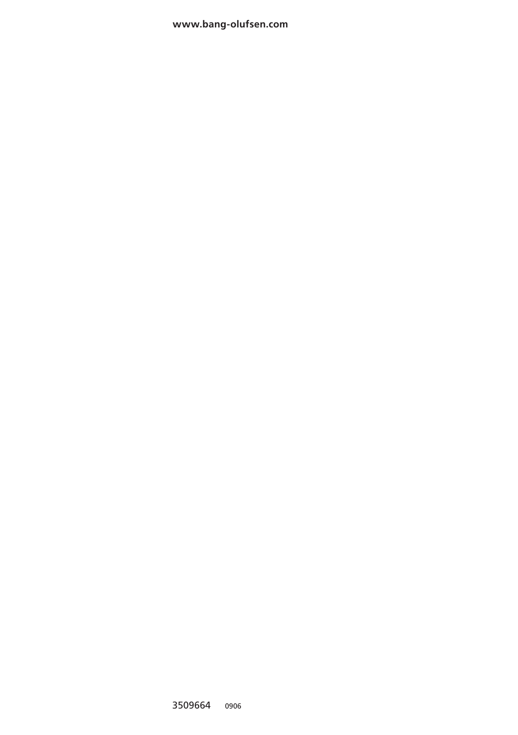**www.bang-olufsen.com**

3509664 0906